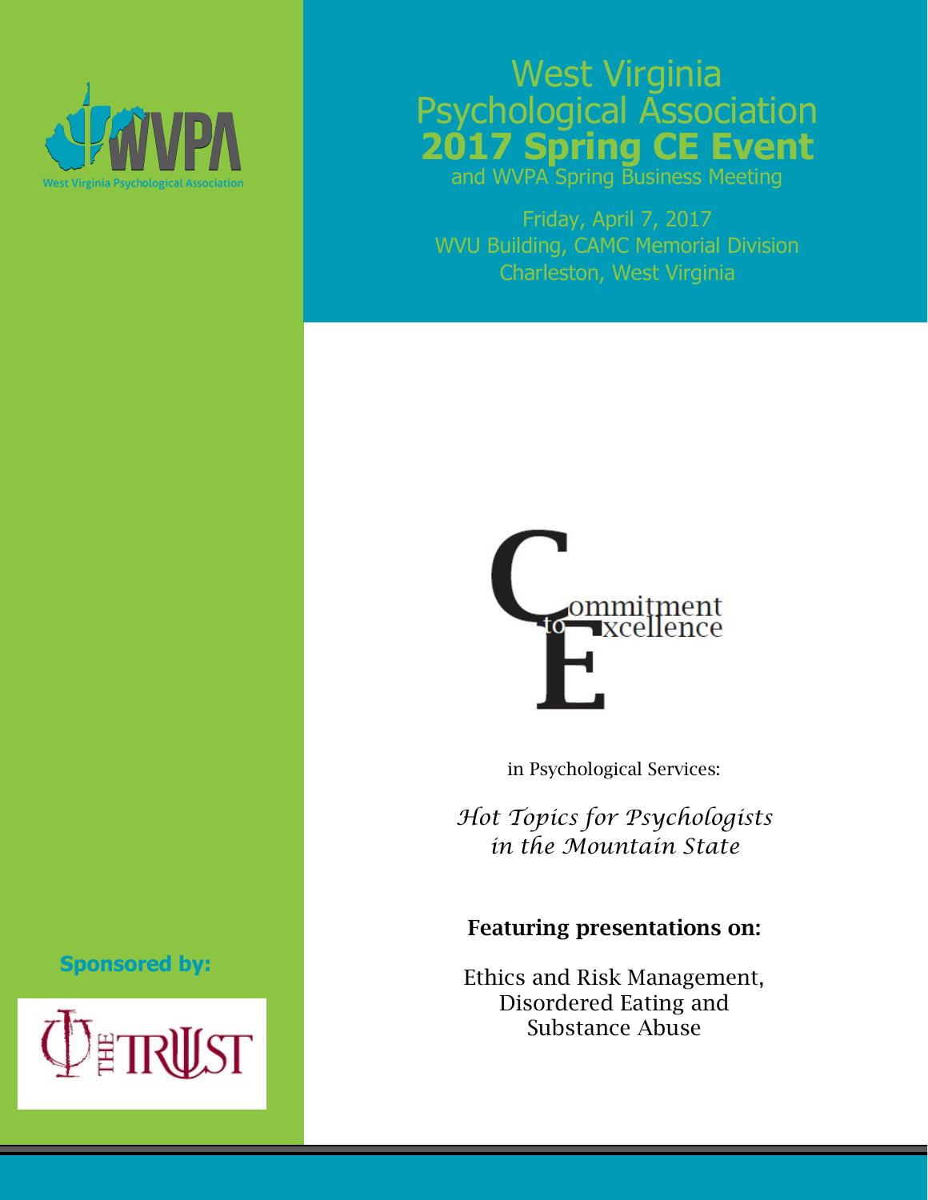West Virginia Psychological Association

# West Virginia Psychological Association 2017 Spring CE Event

and WVPA Spring Business Meeting

Friday, April 7, 2017
WVU Building, CAMC Memorial Division
Charleston, West Virginia

Commitment to Excellence

in Psychological Services:

*Hot Topics for Psychologists in the Mountain State*

**Featuring presentations on:**

Ethics and Risk Management, Disordered Eating and Substance Abuse

**Sponsored by:**

THE TRUST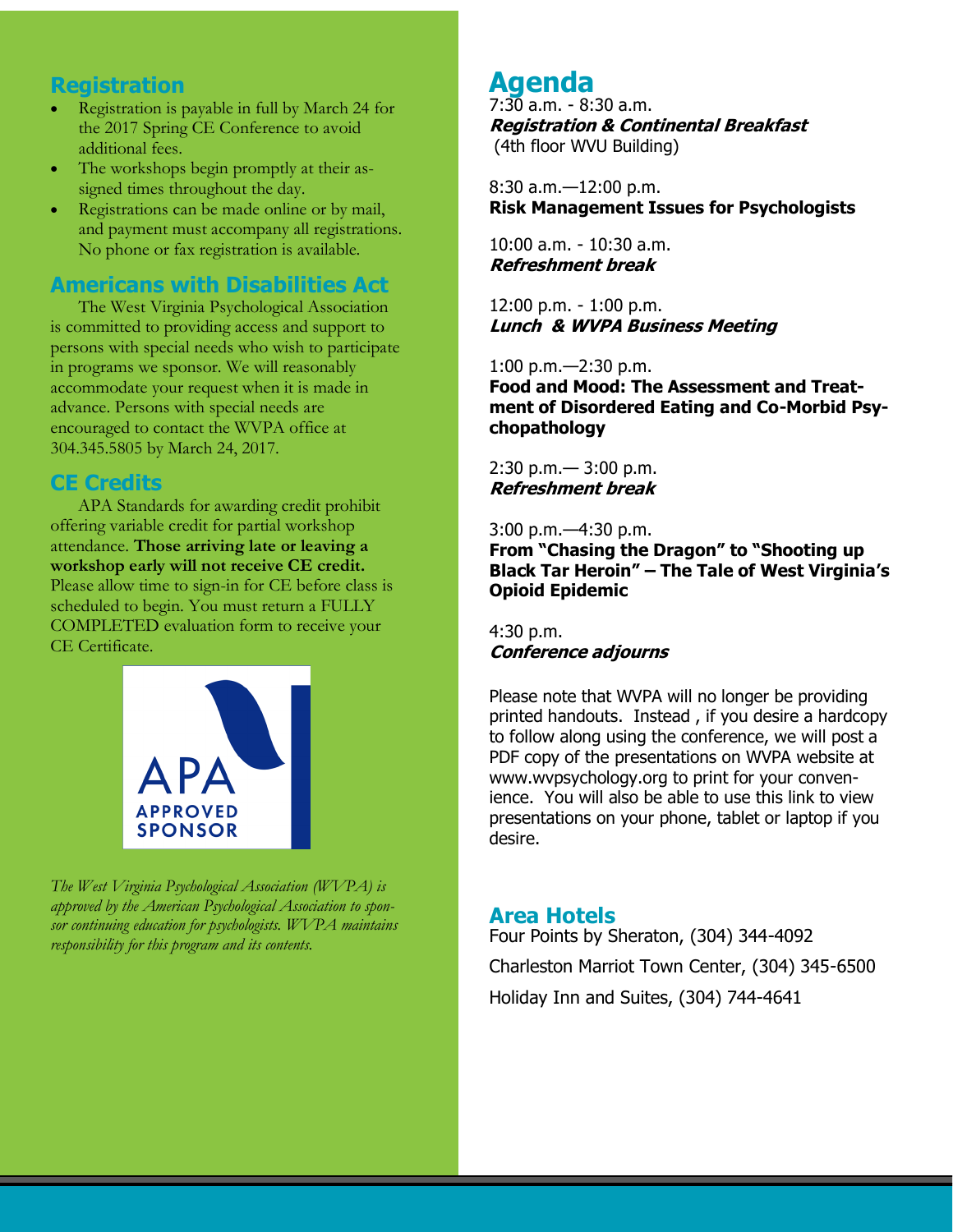## Registration

- Registration is payable in full by March 24 for the 2017 Spring CE Conference to avoid additional fees.
- The workshops begin promptly at their assigned times throughout the day.
- Registrations can be made online or by mail, and payment must accompany all registrations. No phone or fax registration is available.

## Americans with Disabilities Act

The West Virginia Psychological Association is committed to providing access and support to persons with special needs who wish to participate in programs we sponsor. We will reasonably accommodate your request when it is made in advance. Persons with special needs are encouraged to contact the WVPA office at 304.345.5805 by March 24, 2017.

## CE Credits

APA Standards for awarding credit prohibit offering variable credit for partial workshop attendance. **Those arriving late or leaving a workshop early will not receive CE credit.** Please allow time to sign-in for CE before class is scheduled to begin. You must return a FULLY COMPLETED evaluation form to receive your CE Certificate.

APA APPROVED SPONSOR

*The West Virginia Psychological Association (WVPA) is approved by the American Psychological Association to sponsor continuing education for psychologists. WVPA maintains responsibility for this program and its contents.*

# Agenda

7:30 a.m. - 8:30 a.m.
***Registration & Continental Breakfast***
(4th floor WVU Building)

8:30 a.m.—12:00 p.m.
**Risk Management Issues for Psychologists**

10:00 a.m. - 10:30 a.m.
***Refreshment break***

12:00 p.m. - 1:00 p.m.
***Lunch & WVPA Business Meeting***

1:00 p.m.—2:30 p.m.
**Food and Mood: The Assessment and Treatment of Disordered Eating and Co-Morbid Psychopathology**

2:30 p.m.— 3:00 p.m.
***Refreshment break***

3:00 p.m.—4:30 p.m.
**From "Chasing the Dragon" to "Shooting up Black Tar Heroin" – The Tale of West Virginia's Opioid Epidemic**

4:30 p.m.
***Conference adjourns***

Please note that WVPA will no longer be providing printed handouts. Instead , if you desire a hardcopy to follow along using the conference, we will post a PDF copy of the presentations on WVPA website at www.wvpsychology.org to print for your convenience. You will also be able to use this link to view presentations on your phone, tablet or laptop if you desire.

## Area Hotels

Four Points by Sheraton, (304) 344-4092

Charleston Marriot Town Center, (304) 345-6500

Holiday Inn and Suites, (304) 744-4641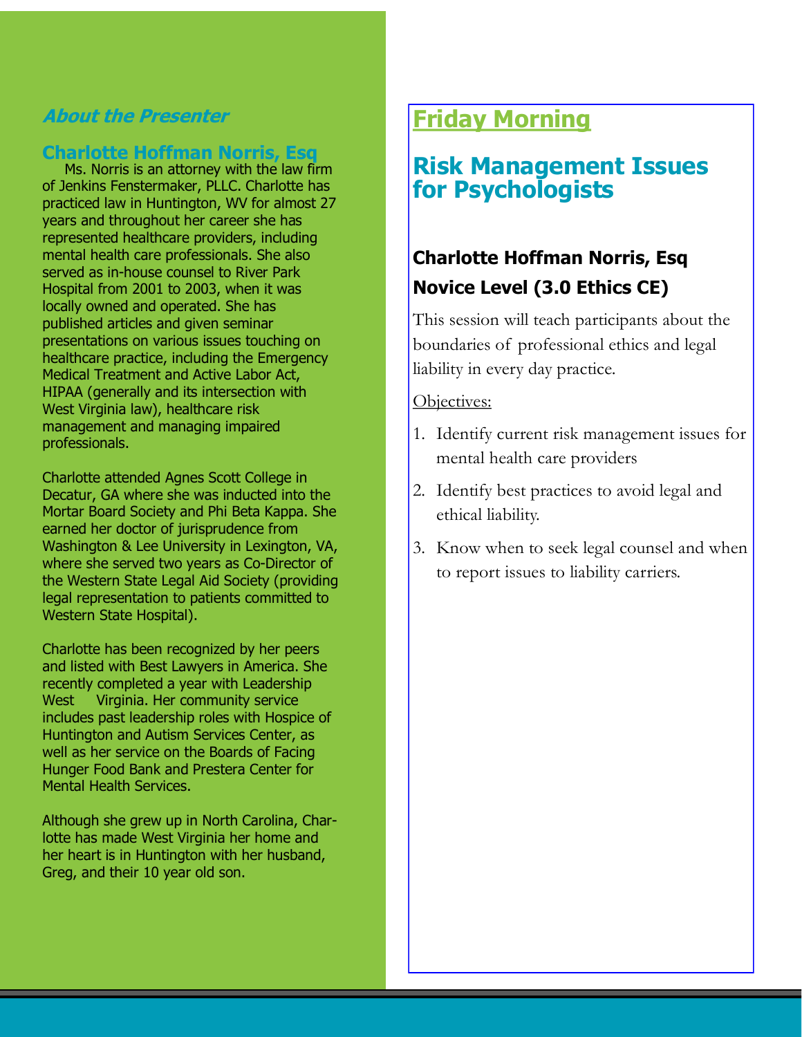## About the Presenter

### Charlotte Hoffman Norris, Esq

Ms. Norris is an attorney with the law firm of Jenkins Fenstermaker, PLLC. Charlotte has practiced law in Huntington, WV for almost 27 years and throughout her career she has represented healthcare providers, including mental health care professionals. She also served as in-house counsel to River Park Hospital from 2001 to 2003, when it was locally owned and operated. She has published articles and given seminar presentations on various issues touching on healthcare practice, including the Emergency Medical Treatment and Active Labor Act, HIPAA (generally and its intersection with West Virginia law), healthcare risk management and managing impaired professionals.

Charlotte attended Agnes Scott College in Decatur, GA where she was inducted into the Mortar Board Society and Phi Beta Kappa. She earned her doctor of jurisprudence from Washington & Lee University in Lexington, VA, where she served two years as Co-Director of the Western State Legal Aid Society (providing legal representation to patients committed to Western State Hospital).

Charlotte has been recognized by her peers and listed with Best Lawyers in America. She recently completed a year with Leadership West Virginia. Her community service includes past leadership roles with Hospice of Huntington and Autism Services Center, as well as her service on the Boards of Facing Hunger Food Bank and Prestera Center for Mental Health Services.

Although she grew up in North Carolina, Charlotte has made West Virginia her home and her heart is in Huntington with her husband, Greg, and their 10 year old son.

## Friday Morning

## Risk Management Issues for Psychologists

### Charlotte Hoffman Norris, Esq

### Novice Level (3.0 Ethics CE)

This session will teach participants about the boundaries of professional ethics and legal liability in every day practice.

Objectives:

1. Identify current risk management issues for mental health care providers
2. Identify best practices to avoid legal and ethical liability.
3. Know when to seek legal counsel and when to report issues to liability carriers.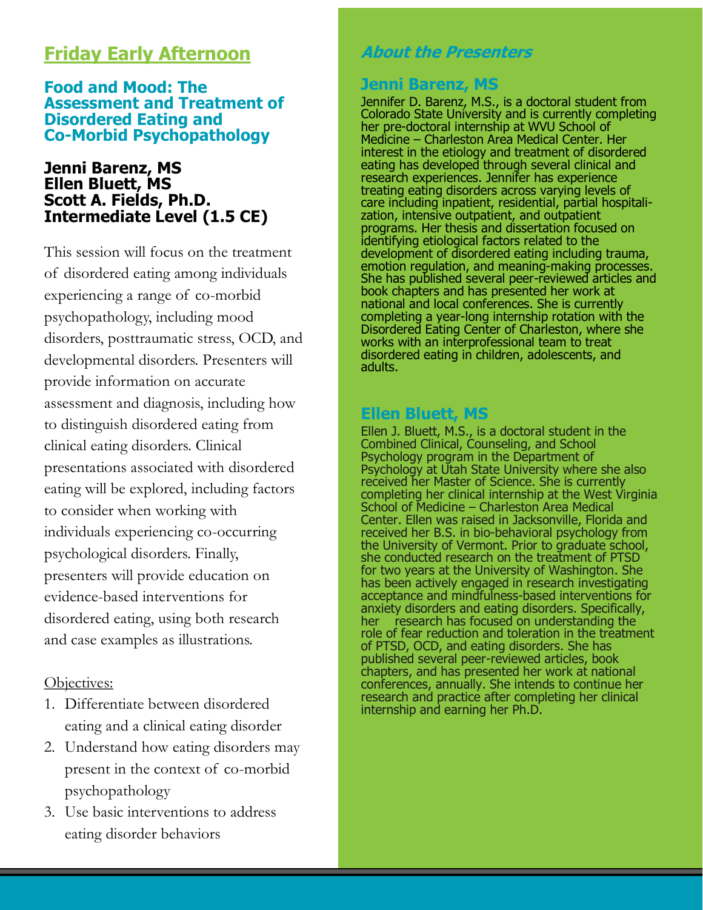## Friday Early Afternoon

### Food and Mood: The Assessment and Treatment of Disordered Eating and Co-Morbid Psychopathology

**Jenni Barenz, MS**
**Ellen Bluett, MS**
**Scott A. Fields, Ph.D.**
**Intermediate Level (1.5 CE)**

This session will focus on the treatment of disordered eating among individuals experiencing a range of co-morbid psychopathology, including mood disorders, posttraumatic stress, OCD, and developmental disorders. Presenters will provide information on accurate assessment and diagnosis, including how to distinguish disordered eating from clinical eating disorders. Clinical presentations associated with disordered eating will be explored, including factors to consider when working with individuals experiencing co-occurring psychological disorders. Finally, presenters will provide education on evidence-based interventions for disordered eating, using both research and case examples as illustrations.

Objectives:

1. Differentiate between disordered eating and a clinical eating disorder
2. Understand how eating disorders may present in the context of co-morbid psychopathology
3. Use basic interventions to address eating disorder behaviors

## *About the Presenters*

### Jenni Barenz, MS

Jennifer D. Barenz, M.S., is a doctoral student from Colorado State University and is currently completing her pre-doctoral internship at WVU School of Medicine – Charleston Area Medical Center. Her interest in the etiology and treatment of disordered eating has developed through several clinical and research experiences. Jennifer has experience treating eating disorders across varying levels of care including inpatient, residential, partial hospitalization, intensive outpatient, and outpatient programs. Her thesis and dissertation focused on identifying etiological factors related to the development of disordered eating including trauma, emotion regulation, and meaning-making processes. She has published several peer-reviewed articles and book chapters and has presented her work at national and local conferences. She is currently completing a year-long internship rotation with the Disordered Eating Center of Charleston, where she works with an interprofessional team to treat disordered eating in children, adolescents, and adults.

### Ellen Bluett, MS

Ellen J. Bluett, M.S., is a doctoral student in the Combined Clinical, Counseling, and School Psychology program in the Department of Psychology at Utah State University where she also received her Master of Science. She is currently completing her clinical internship at the West Virginia School of Medicine – Charleston Area Medical Center. Ellen was raised in Jacksonville, Florida and received her B.S. in bio-behavioral psychology from the University of Vermont. Prior to graduate school, she conducted research on the treatment of PTSD for two years at the University of Washington. She has been actively engaged in research investigating acceptance and mindfulness-based interventions for anxiety disorders and eating disorders. Specifically, her research has focused on understanding the role of fear reduction and toleration in the treatment of PTSD, OCD, and eating disorders. She has published several peer-reviewed articles, book chapters, and has presented her work at national conferences, annually. She intends to continue her research and practice after completing her clinical internship and earning her Ph.D.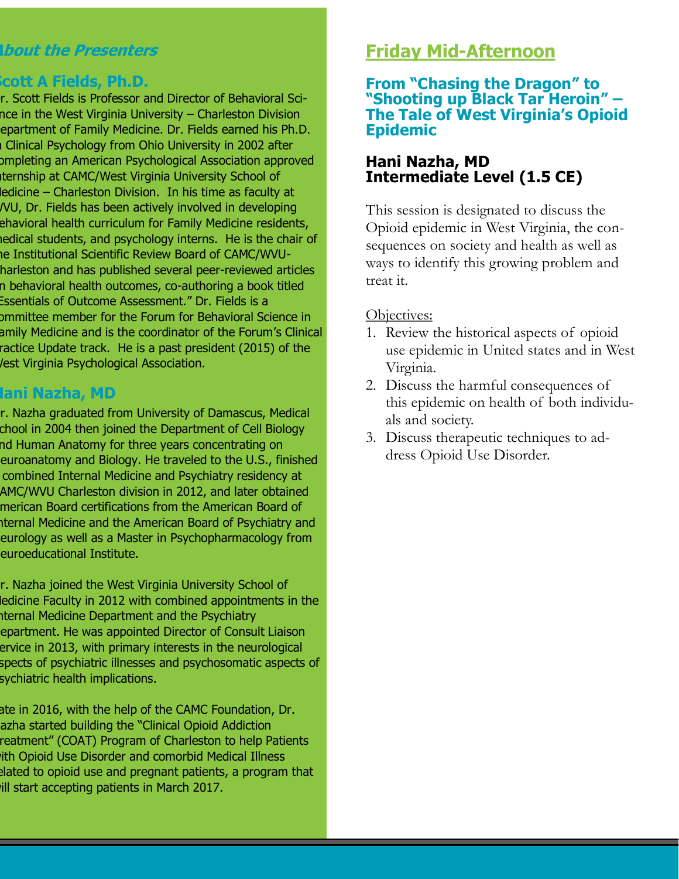## About the Presenters

### Scott A Fields, Ph.D.

Dr. Scott Fields is Professor and Director of Behavioral Science in the West Virginia University – Charleston Division Department of Family Medicine. Dr. Fields earned his Ph.D. in Clinical Psychology from Ohio University in 2002 after completing an American Psychological Association approved internship at CAMC/West Virginia University School of Medicine – Charleston Division. In his time as faculty at WVU, Dr. Fields has been actively involved in developing behavioral health curriculum for Family Medicine residents, medical students, and psychology interns. He is the chair of the Institutional Scientific Review Board of CAMC/WVU-Charleston and has published several peer-reviewed articles on behavioral health outcomes, co-authoring a book titled "Essentials of Outcome Assessment." Dr. Fields is a committee member for the Forum for Behavioral Science in Family Medicine and is the coordinator of the Forum's Clinical Practice Update track. He is a past president (2015) of the West Virginia Psychological Association.

### Hani Nazha, MD

Dr. Nazha graduated from University of Damascus, Medical school in 2004 then joined the Department of Cell Biology and Human Anatomy for three years concentrating on Neuroanatomy and Biology. He traveled to the U.S., finished a combined Internal Medicine and Psychiatry residency at CAMC/WVU Charleston division in 2012, and later obtained American Board certifications from the American Board of Internal Medicine and the American Board of Psychiatry and Neurology as well as a Master in Psychopharmacology from Neuroeducational Institute.

Dr. Nazha joined the West Virginia University School of Medicine Faculty in 2012 with combined appointments in the Internal Medicine Department and the Psychiatry Department. He was appointed Director of Consult Liaison Service in 2013, with primary interests in the neurological aspects of psychiatric illnesses and psychosomatic aspects of psychiatric health implications.

Late in 2016, with the help of the CAMC Foundation, Dr. Nazha started building the "Clinical Opioid Addiction Treatment" (COAT) Program of Charleston to help Patients with Opioid Use Disorder and comorbid Medical Illness related to opioid use and pregnant patients, a program that will start accepting patients in March 2017.

## Friday Mid-Afternoon

### From "Chasing the Dragon" to "Shooting up Black Tar Heroin" – The Tale of West Virginia's Opioid Epidemic

**Hani Nazha, MD**
**Intermediate Level (1.5 CE)**

This session is designated to discuss the Opioid epidemic in West Virginia, the consequences on society and health as well as ways to identify this growing problem and treat it.

Objectives:

1. Review the historical aspects of opioid use epidemic in United states and in West Virginia.
2. Discuss the harmful consequences of this epidemic on health of both individuals and society.
3. Discuss therapeutic techniques to address Opioid Use Disorder.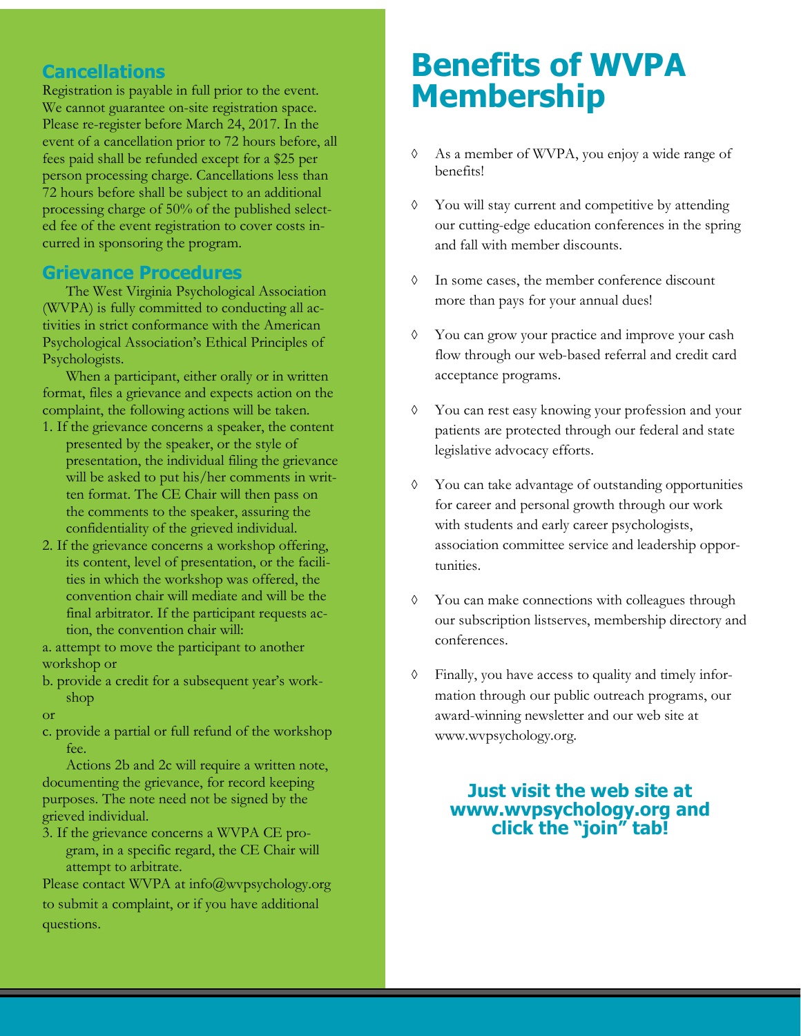## Cancellations

Registration is payable in full prior to the event. We cannot guarantee on-site registration space. Please re-register before March 24, 2017. In the event of a cancellation prior to 72 hours before, all fees paid shall be refunded except for a $25 per person processing charge. Cancellations less than 72 hours before shall be subject to an additional processing charge of 50% of the published selected fee of the event registration to cover costs incurred in sponsoring the program.

## Grievance Procedures

The West Virginia Psychological Association (WVPA) is fully committed to conducting all activities in strict conformance with the American Psychological Association's Ethical Principles of Psychologists.

When a participant, either orally or in written format, files a grievance and expects action on the complaint, the following actions will be taken.

1. If the grievance concerns a speaker, the content presented by the speaker, or the style of presentation, the individual filing the grievance will be asked to put his/her comments in written format. The CE Chair will then pass on the comments to the speaker, assuring the confidentiality of the grieved individual.
2. If the grievance concerns a workshop offering, its content, level of presentation, or the facilities in which the workshop was offered, the convention chair will mediate and will be the final arbitrator. If the participant requests action, the convention chair will:

a. attempt to move the participant to another workshop or

b. provide a credit for a subsequent year's workshop

or

c. provide a partial or full refund of the workshop fee.

Actions 2b and 2c will require a written note, documenting the grievance, for record keeping purposes. The note need not be signed by the grieved individual.

3. If the grievance concerns a WVPA CE program, in a specific regard, the CE Chair will attempt to arbitrate.

Please contact WVPA at info@wvpsychology.org to submit a complaint, or if you have additional questions.

# Benefits of WVPA Membership

- As a member of WVPA, you enjoy a wide range of benefits!
- You will stay current and competitive by attending our cutting-edge education conferences in the spring and fall with member discounts.
- In some cases, the member conference discount more than pays for your annual dues!
- You can grow your practice and improve your cash flow through our web-based referral and credit card acceptance programs.
- You can rest easy knowing your profession and your patients are protected through our federal and state legislative advocacy efforts.
- You can take advantage of outstanding opportunities for career and personal growth through our work with students and early career psychologists, association committee service and leadership opportunities.
- You can make connections with colleagues through our subscription listserves, membership directory and conferences.
- Finally, you have access to quality and timely information through our public outreach programs, our award-winning newsletter and our web site at www.wvpsychology.org.

**Just visit the web site at www.wvpsychology.org and click the "join" tab!**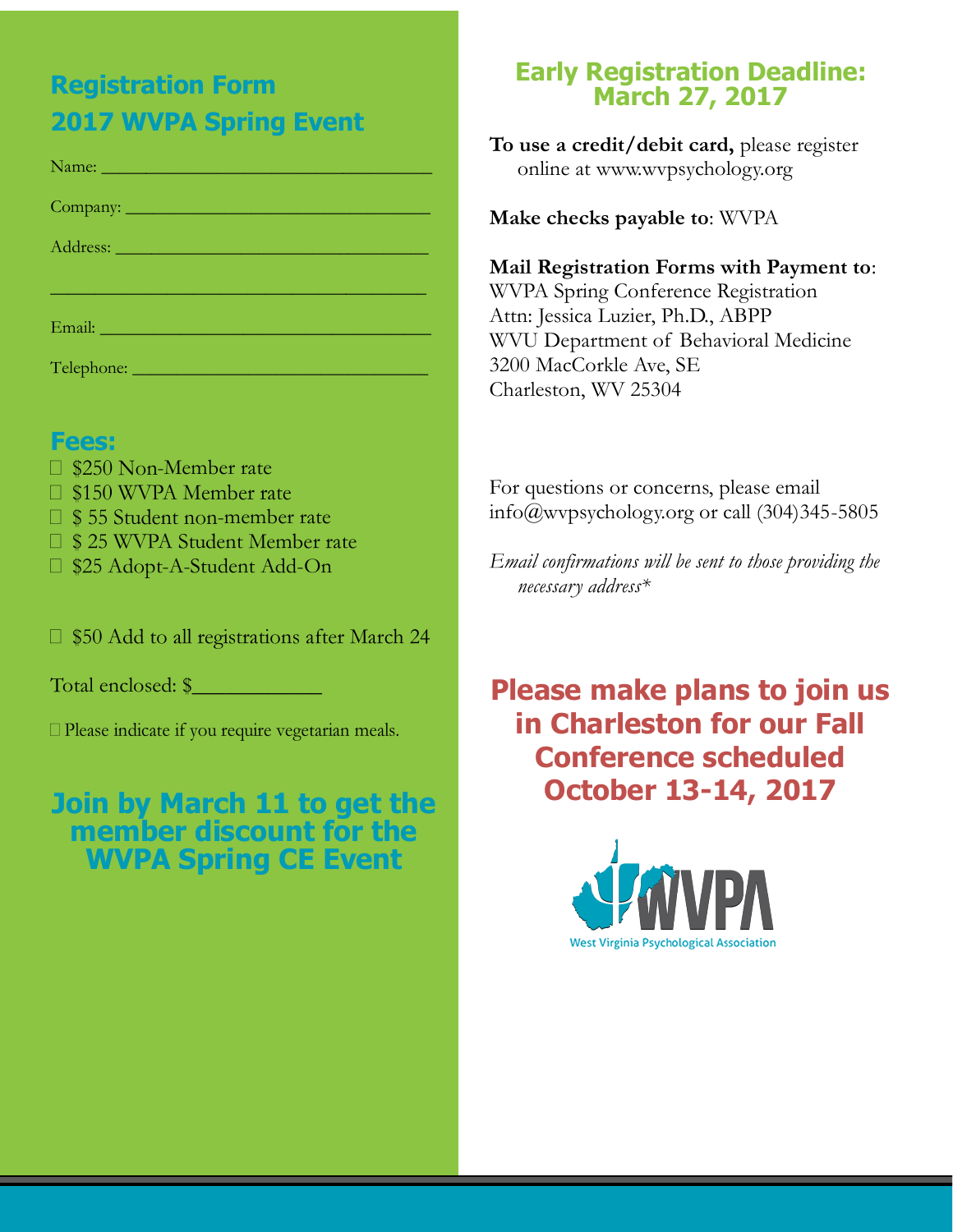## Registration Form
## 2017 WVPA Spring Event

Name: ___________________________________

Company: ________________________________

Address: _________________________________

__________________________________________

Email: ___________________________________

Telephone: _______________________________

### Fees:

- ☐ $250 Non-Member rate
- ☐ $150 WVPA Member rate
- ☐ $ 55 Student non-member rate
- ☐ $ 25 WVPA Student Member rate
- ☐ $25 Adopt-A-Student Add-On

☐ $50 Add to all registrations after March 24

Total enclosed: $___________

☐ Please indicate if you require vegetarian meals.

### Join by March 11 to get the member discount for the WVPA Spring CE Event

## Early Registration Deadline: March 27, 2017

**To use a credit/debit card,** please register online at www.wvpsychology.org

**Make checks payable to**: WVPA

**Mail Registration Forms with Payment to**:
WVPA Spring Conference Registration
Attn: Jessica Luzier, Ph.D., ABPP
WVU Department of Behavioral Medicine
3200 MacCorkle Ave, SE
Charleston, WV 25304

For questions or concerns, please email info@wvpsychology.org or call (304)345-5805

*Email confirmations will be sent to those providing the necessary address**

### Please make plans to join us in Charleston for our Fall Conference scheduled October 13-14, 2017

WVPA
West Virginia Psychological Association